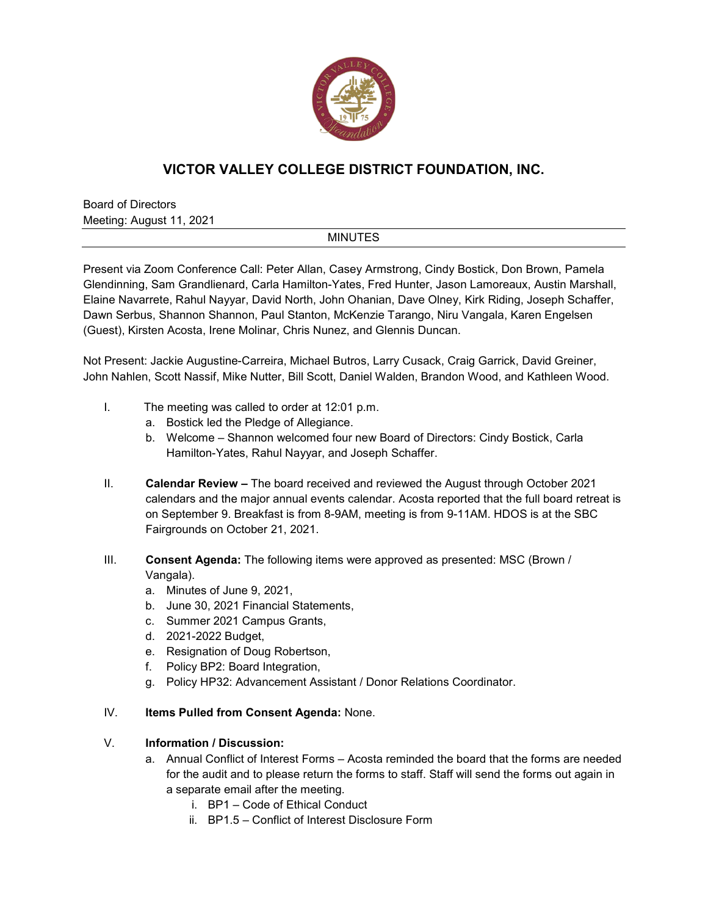# VICTOR VALLEY COLLEGE DISTRICT FOUNDATION, INC.

Board of Directors
Meeting: August 11, 2021

MINUTES

Present via Zoom Conference Call: Peter Allan, Casey Armstrong, Cindy Bostick, Don Brown, Pamela Glendinning, Sam Grandlienard, Carla Hamilton-Yates, Fred Hunter, Jason Lamoreaux, Austin Marshall, Elaine Navarrete, Rahul Nayyar, David North, John Ohanian, Dave Olney, Kirk Riding, Joseph Schaffer, Dawn Serbus, Shannon Shannon, Paul Stanton, McKenzie Tarango, Niru Vangala, Karen Engelsen (Guest), Kirsten Acosta, Irene Molinar, Chris Nunez, and Glennis Duncan.

Not Present: Jackie Augustine-Carreira, Michael Butros, Larry Cusack, Craig Garrick, David Greiner, John Nahlen, Scott Nassif, Mike Nutter, Bill Scott, Daniel Walden, Brandon Wood, and Kathleen Wood.

I. The meeting was called to order at 12:01 p.m.
   a. Bostick led the Pledge of Allegiance.
   b. Welcome – Shannon welcomed four new Board of Directors: Cindy Bostick, Carla Hamilton-Yates, Rahul Nayyar, and Joseph Schaffer.

II. **Calendar Review –** The board received and reviewed the August through October 2021 calendars and the major annual events calendar. Acosta reported that the full board retreat is on September 9. Breakfast is from 8-9AM, meeting is from 9-11AM. HDOS is at the SBC Fairgrounds on October 21, 2021.

III. **Consent Agenda:** The following items were approved as presented: MSC (Brown / Vangala).
   a. Minutes of June 9, 2021,
   b. June 30, 2021 Financial Statements,
   c. Summer 2021 Campus Grants,
   d. 2021-2022 Budget,
   e. Resignation of Doug Robertson,
   f. Policy BP2: Board Integration,
   g. Policy HP32: Advancement Assistant / Donor Relations Coordinator.

IV. **Items Pulled from Consent Agenda:** None.

V. **Information / Discussion:**
   a. Annual Conflict of Interest Forms – Acosta reminded the board that the forms are needed for the audit and to please return the forms to staff. Staff will send the forms out again in a separate email after the meeting.
      i. BP1 – Code of Ethical Conduct
      ii. BP1.5 – Conflict of Interest Disclosure Form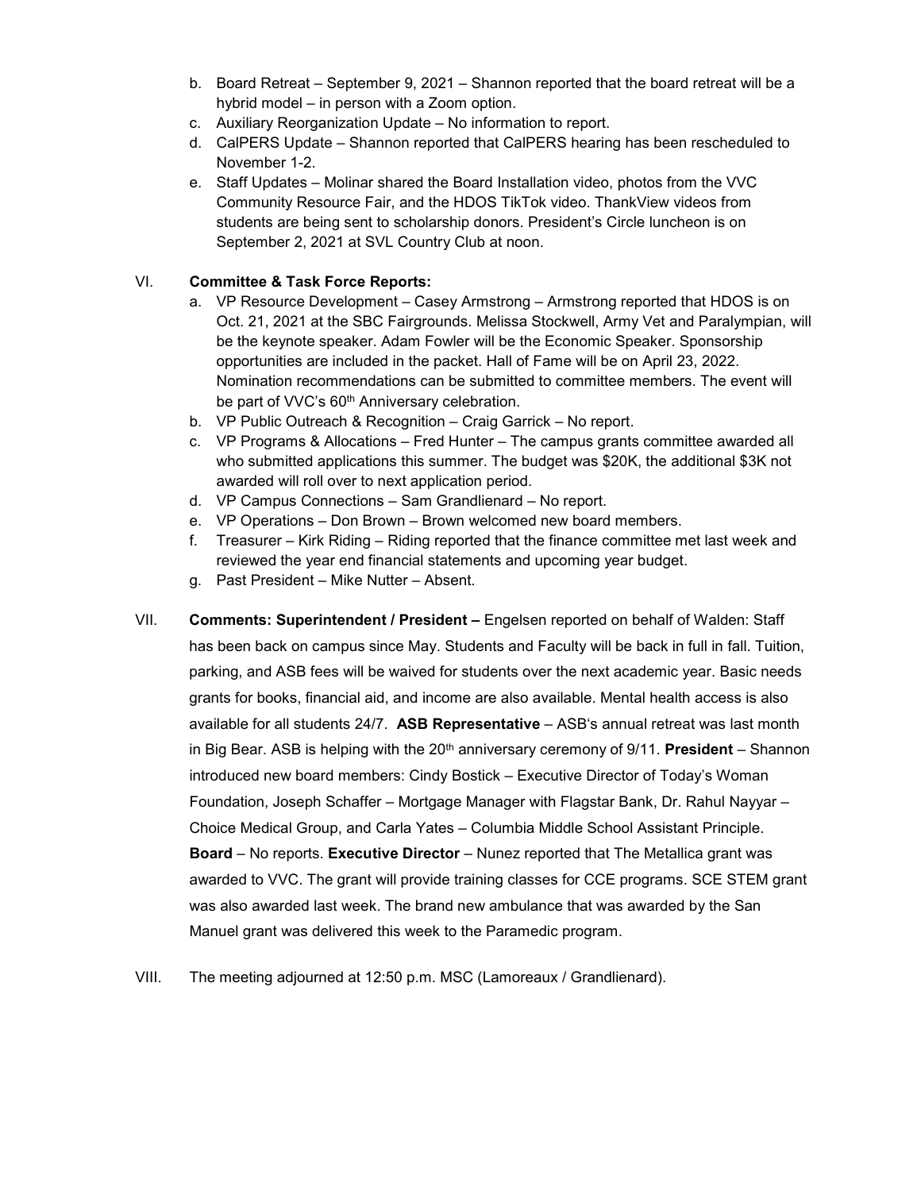b. Board Retreat – September 9, 2021 – Shannon reported that the board retreat will be a hybrid model – in person with a Zoom option.
c. Auxiliary Reorganization Update – No information to report.
d. CalPERS Update – Shannon reported that CalPERS hearing has been rescheduled to November 1-2.
e. Staff Updates – Molinar shared the Board Installation video, photos from the VVC Community Resource Fair, and the HDOS TikTok video. ThankView videos from students are being sent to scholarship donors. President's Circle luncheon is on September 2, 2021 at SVL Country Club at noon.

VI. **Committee & Task Force Reports:**

a. VP Resource Development – Casey Armstrong – Armstrong reported that HDOS is on Oct. 21, 2021 at the SBC Fairgrounds. Melissa Stockwell, Army Vet and Paralympian, will be the keynote speaker. Adam Fowler will be the Economic Speaker. Sponsorship opportunities are included in the packet. Hall of Fame will be on April 23, 2022. Nomination recommendations can be submitted to committee members. The event will be part of VVC's 60th Anniversary celebration.
b. VP Public Outreach & Recognition – Craig Garrick – No report.
c. VP Programs & Allocations – Fred Hunter – The campus grants committee awarded all who submitted applications this summer. The budget was $20K, the additional $3K not awarded will roll over to next application period.
d. VP Campus Connections – Sam Grandlienard – No report.
e. VP Operations – Don Brown – Brown welcomed new board members.
f. Treasurer – Kirk Riding – Riding reported that the finance committee met last week and reviewed the year end financial statements and upcoming year budget.
g. Past President – Mike Nutter – Absent.

VII. **Comments: Superintendent / President –** Engelsen reported on behalf of Walden: Staff has been back on campus since May. Students and Faculty will be back in full in fall. Tuition, parking, and ASB fees will be waived for students over the next academic year. Basic needs grants for books, financial aid, and income are also available. Mental health access is also available for all students 24/7. **ASB Representative** – ASB's annual retreat was last month in Big Bear. ASB is helping with the 20th anniversary ceremony of 9/11. **President** – Shannon introduced new board members: Cindy Bostick – Executive Director of Today's Woman Foundation, Joseph Schaffer – Mortgage Manager with Flagstar Bank, Dr. Rahul Nayyar – Choice Medical Group, and Carla Yates – Columbia Middle School Assistant Principle. **Board** – No reports. **Executive Director** – Nunez reported that The Metallica grant was awarded to VVC. The grant will provide training classes for CCE programs. SCE STEM grant was also awarded last week. The brand new ambulance that was awarded by the San Manuel grant was delivered this week to the Paramedic program.

VIII. The meeting adjourned at 12:50 p.m. MSC (Lamoreaux / Grandlienard).